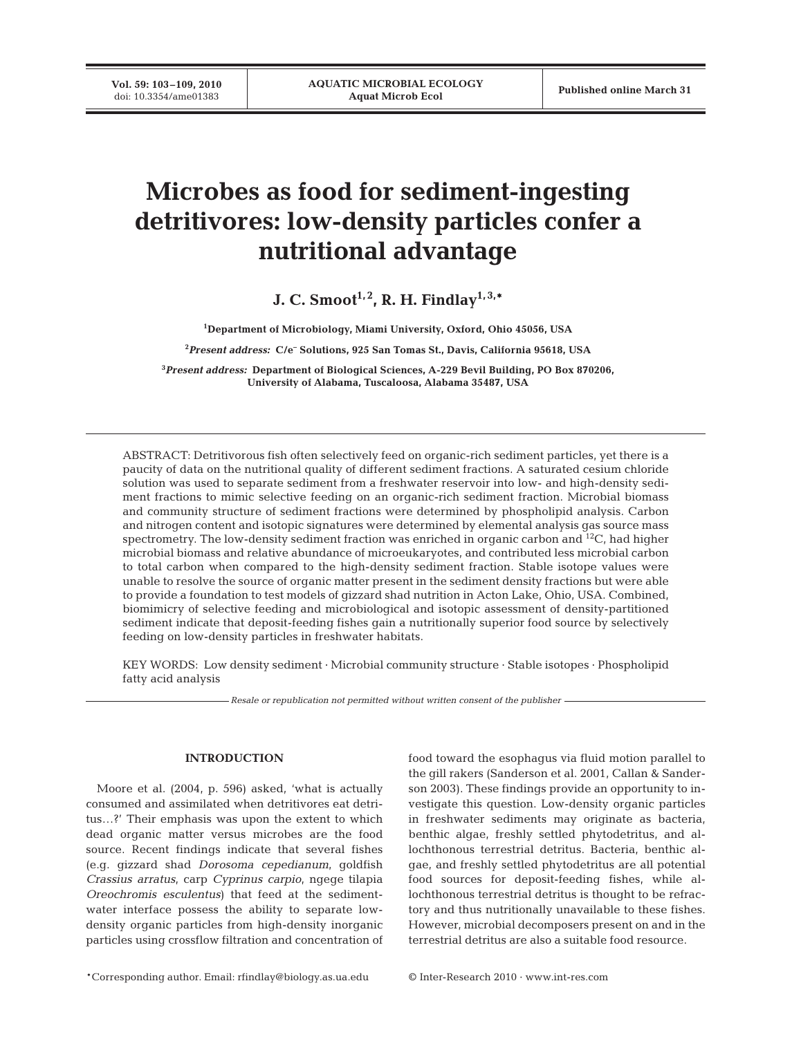# Microbes as food for sediment-ingesting detritivores: low-density particles confer a nutritional advantage

**J. C. Smoot[1,2], R. H. Findlay[1,3,*]**

[1]Department of Microbiology, Miami University, Oxford, Ohio 45056, USA

[2]*Present address:* C/e⁻ Solutions, 925 San Tomas St., Davis, California 95618, USA

[3]*Present address:* Department of Biological Sciences, A-229 Bevil Building, PO Box 870206, University of Alabama, Tuscaloosa, Alabama 35487, USA

ABSTRACT: Detritivorous fish often selectively feed on organic-rich sediment particles, yet there is a paucity of data on the nutritional quality of different sediment fractions. A saturated cesium chloride solution was used to separate sediment from a freshwater reservoir into low- and high-density sediment fractions to mimic selective feeding on an organic-rich sediment fraction. Microbial biomass and community structure of sediment fractions were determined by phospholipid analysis. Carbon and nitrogen content and isotopic signatures were determined by elemental analysis gas source mass spectrometry. The low-density sediment fraction was enriched in organic carbon and $^{12}C$, had higher microbial biomass and relative abundance of microeukaryotes, and contributed less microbial carbon to total carbon when compared to the high-density sediment fraction. Stable isotope values were unable to resolve the source of organic matter present in the sediment density fractions but were able to provide a foundation to test models of gizzard shad nutrition in Acton Lake, Ohio, USA. Combined, biomimicry of selective feeding and microbiological and isotopic assessment of density-partitioned sediment indicate that deposit-feeding fishes gain a nutritionally superior food source by selectively feeding on low-density particles in freshwater habitats.

KEY WORDS: Low density sediment · Microbial community structure · Stable isotopes · Phospholipid fatty acid analysis

*Resale or republication not permitted without written consent of the publisher*

## INTRODUCTION

Moore et al. (2004, p. 596) asked, 'what is actually consumed and assimilated when detritivores eat detritus…?' Their emphasis was upon the extent to which dead organic matter versus microbes are the food source. Recent findings indicate that several fishes (e.g. gizzard shad *Dorosoma cepedianum*, goldfish *Crassius arratus*, carp *Cyprinus carpio*, ngege tilapia *Oreochromis esculentus*) that feed at the sediment-water interface possess the ability to separate low-density organic particles from high-density inorganic particles using crossflow filtration and concentration of food toward the esophagus via fluid motion parallel to the gill rakers (Sanderson et al. 2001, Callan & Sanderson 2003). These findings provide an opportunity to investigate this question. Low-density organic particles in freshwater sediments may originate as bacteria, benthic algae, freshly settled phytodetritus, and allochthonous terrestrial detritus. Bacteria, benthic algae, and freshly settled phytodetritus are all potential food sources for deposit-feeding fishes, while allochthonous terrestrial detritus is thought to be refractory and thus nutritionally unavailable to these fishes. However, microbial decomposers present on and in the terrestrial detritus are also a suitable food resource.

*Corresponding author. Email: rfindlay@biology.as.ua.edu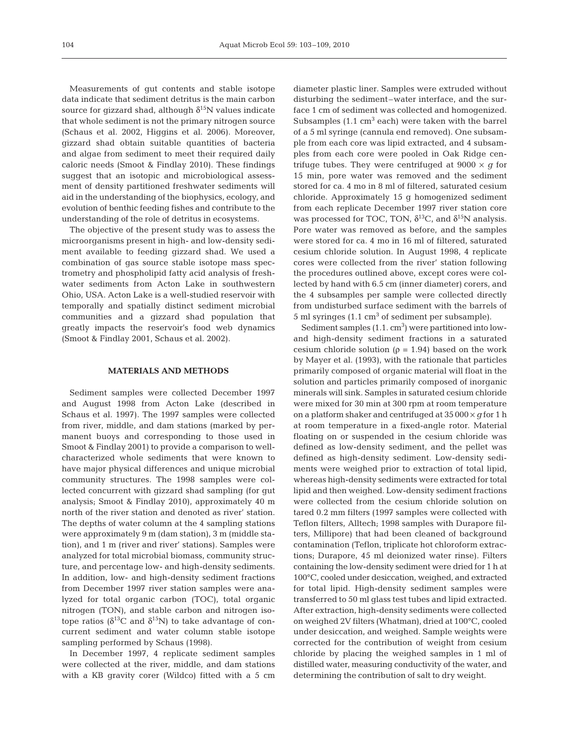Measurements of gut contents and stable isotope data indicate that sediment detritus is the main carbon source for gizzard shad, although $\delta^{15}N$ values indicate that whole sediment is not the primary nitrogen source (Schaus et al. 2002, Higgins et al. 2006). Moreover, gizzard shad obtain suitable quantities of bacteria and algae from sediment to meet their required daily caloric needs (Smoot & Findlay 2010). These findings suggest that an isotopic and microbiological assessment of density partitioned freshwater sediments will aid in the understanding of the biophysics, ecology, and evolution of benthic feeding fishes and contribute to the understanding of the role of detritus in ecosystems.

The objective of the present study was to assess the microorganisms present in high- and low-density sediment available to feeding gizzard shad. We used a combination of gas source stable isotope mass spectrometry and phospholipid fatty acid analysis of freshwater sediments from Acton Lake in southwestern Ohio, USA. Acton Lake is a well-studied reservoir with temporally and spatially distinct sediment microbial communities and a gizzard shad population that greatly impacts the reservoir's food web dynamics (Smoot & Findlay 2001, Schaus et al. 2002).

## MATERIALS AND METHODS

Sediment samples were collected December 1997 and August 1998 from Acton Lake (described in Schaus et al. 1997). The 1997 samples were collected from river, middle, and dam stations (marked by permanent buoys and corresponding to those used in Smoot & Findlay 2001) to provide a comparison to well-characterized whole sediments that were known to have major physical differences and unique microbial community structures. The 1998 samples were collected concurrent with gizzard shad sampling (for gut analysis; Smoot & Findlay 2010), approximately 40 m north of the river station and denoted as river' station. The depths of water column at the 4 sampling stations were approximately 9 m (dam station), 3 m (middle station), and 1 m (river and river' stations). Samples were analyzed for total microbial biomass, community structure, and percentage low- and high-density sediments. In addition, low- and high-density sediment fractions from December 1997 river station samples were analyzed for total organic carbon (TOC), total organic nitrogen (TON), and stable carbon and nitrogen isotope ratios ($\delta^{13}C$ and $\delta^{15}N$) to take advantage of concurrent sediment and water column stable isotope sampling performed by Schaus (1998).

In December 1997, 4 replicate sediment samples were collected at the river, middle, and dam stations with a KB gravity corer (Wildco) fitted with a 5 cm diameter plastic liner. Samples were extruded without disturbing the sediment–water interface, and the surface 1 cm of sediment was collected and homogenized. Subsamples (1.1 $cm^3$ each) were taken with the barrel of a 5 ml syringe (cannula end removed). One subsample from each core was lipid extracted, and 4 subsamples from each core were pooled in Oak Ridge centrifuge tubes. They were centrifuged at $9000 \times g$ for 15 min, pore water was removed and the sediment stored for ca. 4 mo in 8 ml of filtered, saturated cesium chloride. Approximately 15 g homogenized sediment from each replicate December 1997 river station core was processed for TOC, TON, $\delta^{13}C$, and $\delta^{15}N$ analysis. Pore water was removed as before, and the samples were stored for ca. 4 mo in 16 ml of filtered, saturated cesium chloride solution. In August 1998, 4 replicate cores were collected from the river' station following the procedures outlined above, except cores were collected by hand with 6.5 cm (inner diameter) corers, and the 4 subsamples per sample were collected directly from undisturbed surface sediment with the barrels of 5 ml syringes (1.1 $cm^3$ of sediment per subsample).

Sediment samples (1.1. $cm^3$) were partitioned into low- and high-density sediment fractions in a saturated cesium chloride solution ($\rho = 1.94$) based on the work by Mayer et al. (1993), with the rationale that particles primarily composed of organic material will float in the solution and particles primarily composed of inorganic minerals will sink. Samples in saturated cesium chloride were mixed for 30 min at 300 rpm at room temperature on a platform shaker and centrifuged at $35\,000 \times g$ for 1 h at room temperature in a fixed-angle rotor. Material floating on or suspended in the cesium chloride was defined as low-density sediment, and the pellet was defined as high-density sediment. Low-density sediments were weighed prior to extraction of total lipid, whereas high-density sediments were extracted for total lipid and then weighed. Low-density sediment fractions were collected from the cesium chloride solution on tared 0.2 mm filters (1997 samples were collected with Teflon filters, Alltech; 1998 samples with Durapore filters, Millipore) that had been cleaned of background contamination (Teflon, triplicate hot chloroform extractions; Durapore, 45 ml deionized water rinse). Filters containing the low-density sediment were dried for 1 h at 100°C, cooled under desiccation, weighed, and extracted for total lipid. High-density sediment samples were transferred to 50 ml glass test tubes and lipid extracted. After extraction, high-density sediments were collected on weighed 2V filters (Whatman), dried at 100°C, cooled under desiccation, and weighed. Sample weights were corrected for the contribution of weight from cesium chloride by placing the weighed samples in 1 ml of distilled water, measuring conductivity of the water, and determining the contribution of salt to dry weight.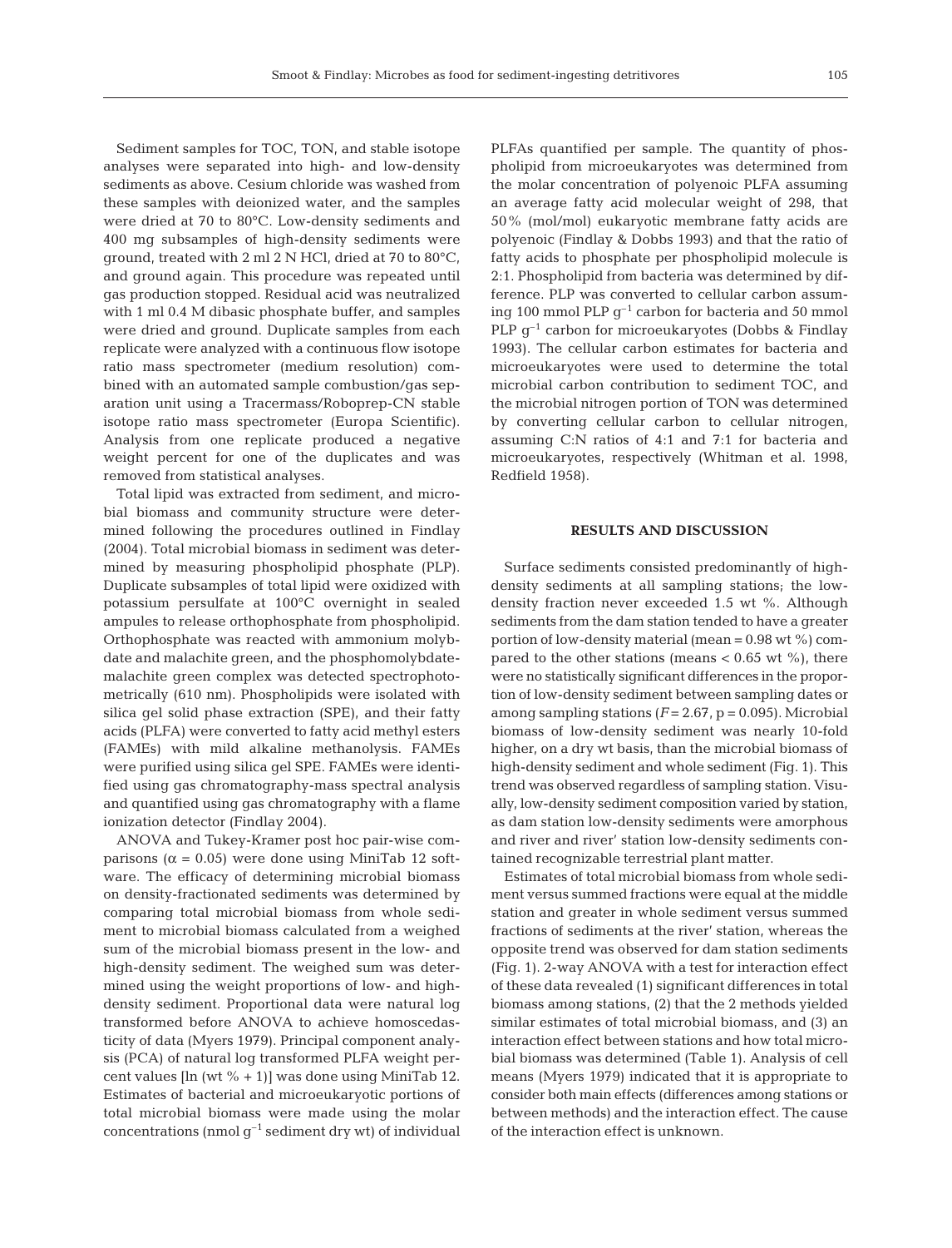Sediment samples for TOC, TON, and stable isotope analyses were separated into high- and low-density sediments as above. Cesium chloride was washed from these samples with deionized water, and the samples were dried at 70 to 80°C. Low-density sediments and 400 mg subsamples of high-density sediments were ground, treated with 2 ml 2 N HCl, dried at 70 to 80°C, and ground again. This procedure was repeated until gas production stopped. Residual acid was neutralized with 1 ml 0.4 M dibasic phosphate buffer, and samples were dried and ground. Duplicate samples from each replicate were analyzed with a continuous flow isotope ratio mass spectrometer (medium resolution) combined with an automated sample combustion/gas separation unit using a Tracermass/Roboprep-CN stable isotope ratio mass spectrometer (Europa Scientific). Analysis from one replicate produced a negative weight percent for one of the duplicates and was removed from statistical analyses.

Total lipid was extracted from sediment, and microbial biomass and community structure were determined following the procedures outlined in Findlay (2004). Total microbial biomass in sediment was determined by measuring phospholipid phosphate (PLP). Duplicate subsamples of total lipid were oxidized with potassium persulfate at 100°C overnight in sealed ampules to release orthophosphate from phospholipid. Orthophosphate was reacted with ammonium molybdate and malachite green, and the phosphomolybdate-malachite green complex was detected spectrophotometrically (610 nm). Phospholipids were isolated with silica gel solid phase extraction (SPE), and their fatty acids (PLFA) were converted to fatty acid methyl esters (FAMEs) with mild alkaline methanolysis. FAMEs were purified using silica gel SPE. FAMEs were identified using gas chromatography-mass spectral analysis and quantified using gas chromatography with a flame ionization detector (Findlay 2004).

ANOVA and Tukey-Kramer post hoc pair-wise comparisons ($\alpha = 0.05$) were done using MiniTab 12 software. The efficacy of determining microbial biomass on density-fractionated sediments was determined by comparing total microbial biomass from whole sediment to microbial biomass calculated from a weighed sum of the microbial biomass present in the low- and high-density sediment. The weighed sum was determined using the weight proportions of low- and high-density sediment. Proportional data were natural log transformed before ANOVA to achieve homoscedasticity of data (Myers 1979). Principal component analysis (PCA) of natural log transformed PLFA weight percent values [ln (wt % + 1)] was done using MiniTab 12. Estimates of bacterial and microeukaryotic portions of total microbial biomass were made using the molar concentrations (nmol $g^{-1}$ sediment dry wt) of individual PLFAs quantified per sample. The quantity of phospholipid from microeukaryotes was determined from the molar concentration of polyenoic PLFA assuming an average fatty acid molecular weight of 298, that 50% (mol/mol) eukaryotic membrane fatty acids are polyenoic (Findlay & Dobbs 1993) and that the ratio of fatty acids to phosphate per phospholipid molecule is 2:1. Phospholipid from bacteria was determined by difference. PLP was converted to cellular carbon assuming 100 mmol PLP $g^{-1}$ carbon for bacteria and 50 mmol PLP $g^{-1}$ carbon for microeukaryotes (Dobbs & Findlay 1993). The cellular carbon estimates for bacteria and microeukaryotes were used to determine the total microbial carbon contribution to sediment TOC, and the microbial nitrogen portion of TON was determined by converting cellular carbon to cellular nitrogen, assuming C:N ratios of 4:1 and 7:1 for bacteria and microeukaryotes, respectively (Whitman et al. 1998, Redfield 1958).

## RESULTS AND DISCUSSION

Surface sediments consisted predominantly of high-density sediments at all sampling stations; the low-density fraction never exceeded 1.5 wt %. Although sediments from the dam station tended to have a greater portion of low-density material (mean = 0.98 wt %) compared to the other stations (means < 0.65 wt %), there were no statistically significant differences in the proportion of low-density sediment between sampling dates or among sampling stations ($F = 2.67$, $p = 0.095$). Microbial biomass of low-density sediment was nearly 10-fold higher, on a dry wt basis, than the microbial biomass of high-density sediment and whole sediment (Fig. 1). This trend was observed regardless of sampling station. Visually, low-density sediment composition varied by station, as dam station low-density sediments were amorphous and river and river′ station low-density sediments contained recognizable terrestrial plant matter.

Estimates of total microbial biomass from whole sediment versus summed fractions were equal at the middle station and greater in whole sediment versus summed fractions of sediments at the river′ station, whereas the opposite trend was observed for dam station sediments (Fig. 1). 2-way ANOVA with a test for interaction effect of these data revealed (1) significant differences in total biomass among stations, (2) that the 2 methods yielded similar estimates of total microbial biomass, and (3) an interaction effect between stations and how total microbial biomass was determined (Table 1). Analysis of cell means (Myers 1979) indicated that it is appropriate to consider both main effects (differences among stations or between methods) and the interaction effect. The cause of the interaction effect is unknown.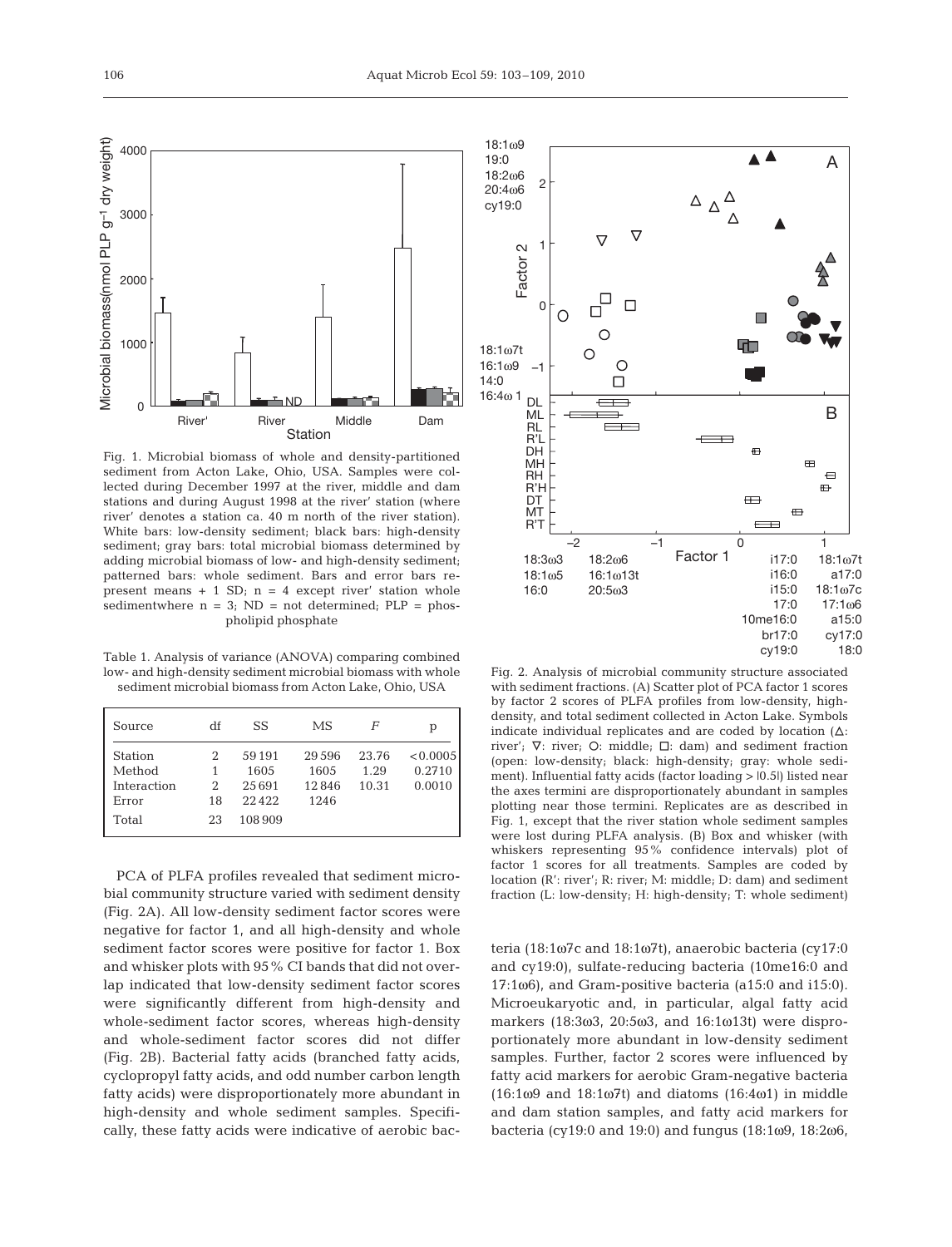Fig. 1. Microbial biomass of whole and density-partitioned sediment from Acton Lake, Ohio, USA. Samples were collected during December 1997 at the river, middle and dam stations and during August 1998 at the river' station (where river' denotes a station ca. 40 m north of the river station). White bars: low-density sediment; black bars: high-density sediment; gray bars: total microbial biomass determined by adding microbial biomass of low- and high-density sediment; patterned bars: whole sediment. Bars and error bars represent means + 1 SD; n = 4 except river' station whole sedimentwhere n = 3; ND = not determined; PLP = phospholipid phosphate

Table 1. Analysis of variance (ANOVA) comparing combined low- and high-density sediment microbial biomass with whole sediment microbial biomass from Acton Lake, Ohio, USA

| Source | df | SS | MS | *F* | p |
|---|---|---|---|---|---|
| Station | 2 | 59191 | 29596 | 23.76 | <0.0005 |
| Method | 1 | 1605 | 1605 | 1.29 | 0.2710 |
| Interaction | 2 | 25691 | 12846 | 10.31 | 0.0010 |
| Error | 18 | 22422 | 1246 | | |
| Total | 23 | 108909 | | | |

PCA of PLFA profiles revealed that sediment microbial community structure varied with sediment density (Fig. 2A). All low-density sediment factor scores were negative for factor 1, and all high-density and whole sediment factor scores were positive for factor 1. Box and whisker plots with 95% CI bands that did not overlap indicated that low-density sediment factor scores were significantly different from high-density and whole-sediment factor scores, whereas high-density and whole-sediment factor scores did not differ (Fig. 2B). Bacterial fatty acids (branched fatty acids, cyclopropyl fatty acids, and odd number carbon length fatty acids) were disproportionately more abundant in high-density and whole sediment samples. Specifically, these fatty acids were indicative of aerobic bacteria (18:1ω7c and 18:1ω7t), anaerobic bacteria (cy17:0 and cy19:0), sulfate-reducing bacteria (10me16:0 and 17:1ω6), and Gram-positive bacteria (a15:0 and i15:0). Microeukaryotic and, in particular, algal fatty acid markers (18:3ω3, 20:5ω3, and 16:1ω13t) were disproportionately more abundant in low-density sediment samples. Further, factor 2 scores were influenced by fatty acid markers for aerobic Gram-negative bacteria (16:1ω9 and 18:1ω7t) and diatoms (16:4ω1) in middle and dam station samples, and fatty acid markers for bacteria (cy19:0 and 19:0) and fungus (18:1ω9, 18:2ω6,

Fig. 2. Analysis of microbial community structure associated with sediment fractions. (A) Scatter plot of PCA factor 1 scores by factor 2 scores of PLFA profiles from low-density, high-density, and total sediment collected in Acton Lake. Symbols indicate individual replicates and are coded by location (△: river'; ▽: river; ○: middle; □: dam) and sediment fraction (open: low-density; black: high-density; gray: whole sediment). Influential fatty acids (factor loading > |0.5|) listed near the axes termini are disproportionately abundant in samples plotting near those termini. Replicates are as described in Fig. 1, except that the river station whole sediment samples were lost during PLFA analysis. (B) Box and whisker (with whiskers representing 95% confidence intervals) plot of factor 1 scores for all treatments. Samples are coded by location (R': river'; R: river; M: middle; D: dam) and sediment fraction (L: low-density; H: high-density; T: whole sediment)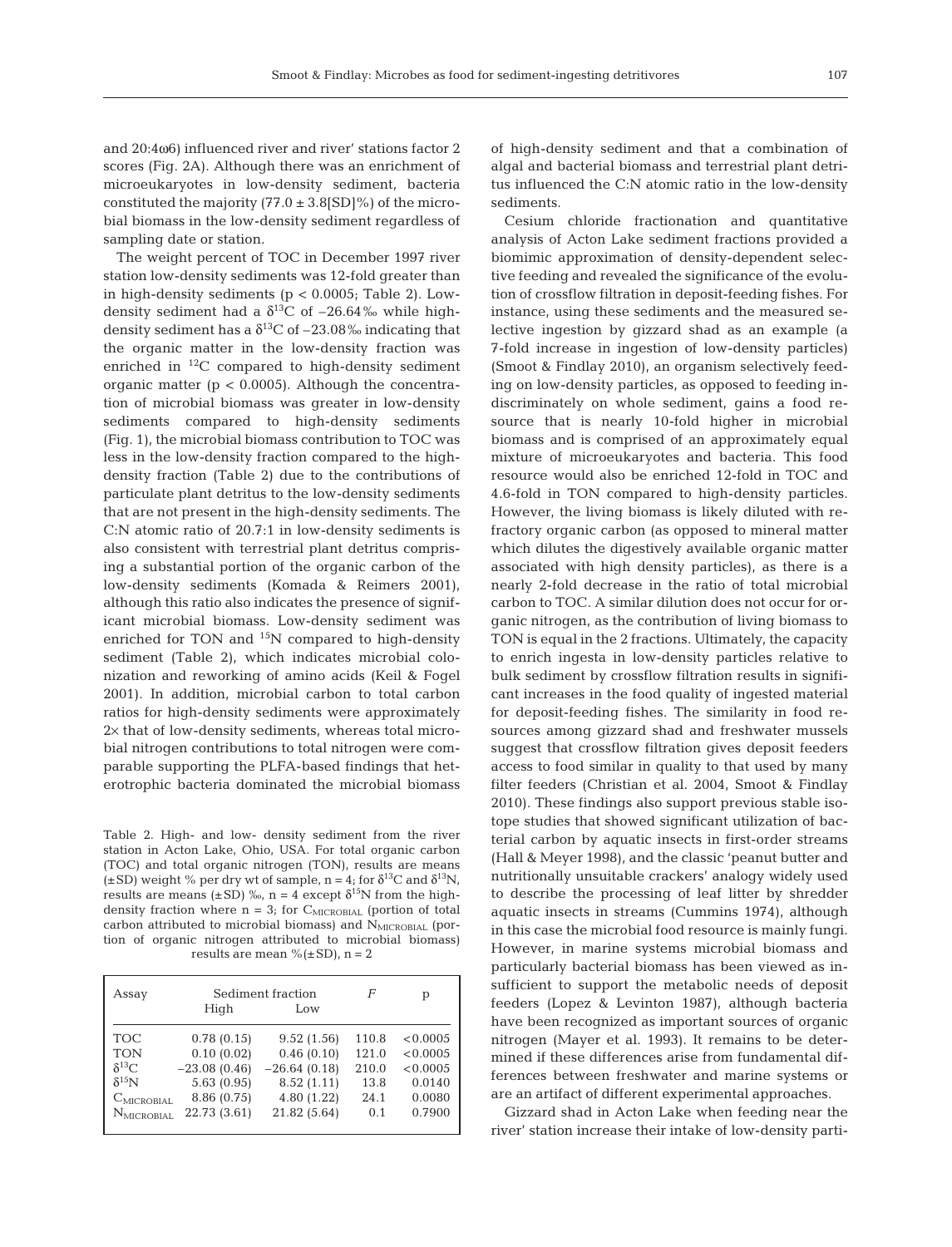and 20:4ω6) influenced river and river' stations factor 2 scores (Fig. 2A). Although there was an enrichment of microeukaryotes in low-density sediment, bacteria constituted the majority ($77.0 \pm 3.8$[SD]%) of the microbial biomass in the low-density sediment regardless of sampling date or station.

The weight percent of TOC in December 1997 river station low-density sediments was 12-fold greater than in high-density sediments ($p < 0.0005$; Table 2). Low-density sediment had a $\delta^{13}C$ of −26.64‰ while high-density sediment has a $\delta^{13}C$ of −23.08‰ indicating that the organic matter in the low-density fraction was enriched in $^{12}C$ compared to high-density sediment organic matter ($p < 0.0005$). Although the concentration of microbial biomass was greater in low-density sediments compared to high-density sediments (Fig. 1), the microbial biomass contribution to TOC was less in the low-density fraction compared to the high-density fraction (Table 2) due to the contributions of particulate plant detritus to the low-density sediments that are not present in the high-density sediments. The C:N atomic ratio of 20.7:1 in low-density sediments is also consistent with terrestrial plant detritus comprising a substantial portion of the organic carbon of the low-density sediments (Komada & Reimers 2001), although this ratio also indicates the presence of significant microbial biomass. Low-density sediment was enriched for TON and $^{15}N$ compared to high-density sediment (Table 2), which indicates microbial colonization and reworking of amino acids (Keil & Fogel 2001). In addition, microbial carbon to total carbon ratios for high-density sediments were approximately 2× that of low-density sediments, whereas total microbial nitrogen contributions to total nitrogen were comparable supporting the PLFA-based findings that heterotrophic bacteria dominated the microbial biomass of high-density sediment and that a combination of algal and bacterial biomass and terrestrial plant detritus influenced the C:N atomic ratio in the low-density sediments.

Table 2. High- and low- density sediment from the river station in Acton Lake, Ohio, USA. For total organic carbon (TOC) and total organic nitrogen (TON), results are means (±SD) weight % per dry wt of sample, n = 4; for $\delta^{13}C$ and $\delta^{13}N$, results are means (±SD) ‰, n = 4 except $\delta^{15}N$ from the high-density fraction where n = 3; for $C_{MICROBIAL}$ (portion of total carbon attributed to microbial biomass) and $N_{MICROBIAL}$ (portion of organic nitrogen attributed to microbial biomass) results are mean %(±SD), n = 2

| Assay | Sediment fraction | | $F$ | p |
|---|---|---|---|---|
| | High | Low | | |
| TOC | 0.78 (0.15) | 9.52 (1.56) | 110.8 | <0.0005 |
| TON | 0.10 (0.02) | 0.46 (0.10) | 121.0 | <0.0005 |
| $\delta^{13}C$ | −23.08 (0.46) | −26.64 (0.18) | 210.0 | <0.0005 |
| $\delta^{15}N$ | 5.63 (0.95) | 8.52 (1.11) | 13.8 | 0.0140 |
| $C_{MICROBIAL}$ | 8.86 (0.75) | 4.80 (1.22) | 24.1 | 0.0080 |
| $N_{MICROBIAL}$ | 22.73 (3.61) | 21.82 (5.64) | 0.1 | 0.7900 |

Cesium chloride fractionation and quantitative analysis of Acton Lake sediment fractions provided a biomimic approximation of density-dependent selective feeding and revealed the significance of the evolution of crossflow filtration in deposit-feeding fishes. For instance, using these sediments and the measured selective ingestion by gizzard shad as an example (a 7-fold increase in ingestion of low-density particles) (Smoot & Findlay 2010), an organism selectively feeding on low-density particles, as opposed to feeding indiscriminately on whole sediment, gains a food resource that is nearly 10-fold higher in microbial biomass and is comprised of an approximately equal mixture of microeukaryotes and bacteria. This food resource would also be enriched 12-fold in TOC and 4.6-fold in TON compared to high-density particles. However, the living biomass is likely diluted with refractory organic carbon (as opposed to mineral matter which dilutes the digestively available organic matter associated with high density particles), as there is a nearly 2-fold decrease in the ratio of total microbial carbon to TOC. A similar dilution does not occur for organic nitrogen, as the contribution of living biomass to TON is equal in the 2 fractions. Ultimately, the capacity to enrich ingesta in low-density particles relative to bulk sediment by crossflow filtration results in significant increases in the food quality of ingested material for deposit-feeding fishes. The similarity in food resources among gizzard shad and freshwater mussels suggest that crossflow filtration gives deposit feeders access to food similar in quality to that used by many filter feeders (Christian et al. 2004, Smoot & Findlay 2010). These findings also support previous stable isotope studies that showed significant utilization of bacterial carbon by aquatic insects in first-order streams (Hall & Meyer 1998), and the classic 'peanut butter and nutritionally unsuitable crackers' analogy widely used to describe the processing of leaf litter by shredder aquatic insects in streams (Cummins 1974), although in this case the microbial food resource is mainly fungi. However, in marine systems microbial biomass and particularly bacterial biomass has been viewed as insufficient to support the metabolic needs of deposit feeders (Lopez & Levinton 1987), although bacteria have been recognized as important sources of organic nitrogen (Mayer et al. 1993). It remains to be determined if these differences arise from fundamental differences between freshwater and marine systems or are an artifact of different experimental approaches.

Gizzard shad in Acton Lake when feeding near the river' station increase their intake of low-density parti-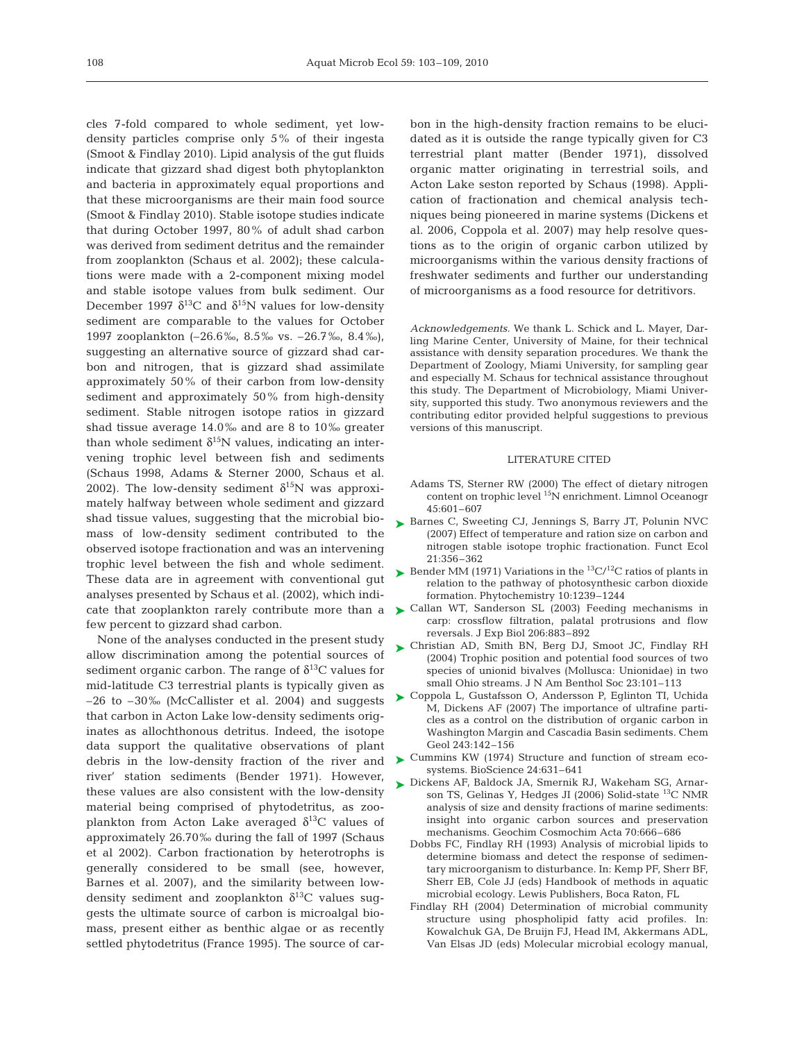cles 7-fold compared to whole sediment, yet low-density particles comprise only 5% of their ingesta (Smoot & Findlay 2010). Lipid analysis of the gut fluids indicate that gizzard shad digest both phytoplankton and bacteria in approximately equal proportions and that these microorganisms are their main food source (Smoot & Findlay 2010). Stable isotope studies indicate that during October 1997, 80% of adult shad carbon was derived from sediment detritus and the remainder from zooplankton (Schaus et al. 2002); these calculations were made with a 2-component mixing model and stable isotope values from bulk sediment. Our December 1997 $\delta^{13}C$ and $\delta^{15}N$ values for low-density sediment are comparable to the values for October 1997 zooplankton (–26.6‰, 8.5‰ vs. –26.7‰, 8.4‰), suggesting an alternative source of gizzard shad carbon and nitrogen, that is gizzard shad assimilate approximately 50% of their carbon from low-density sediment and approximately 50% from high-density sediment. Stable nitrogen isotope ratios in gizzard shad tissue average 14.0‰ and are 8 to 10‰ greater than whole sediment $\delta^{15}N$ values, indicating an intervening trophic level between fish and sediments (Schaus 1998, Adams & Sterner 2000, Schaus et al. 2002). The low-density sediment $\delta^{15}N$ was approximately halfway between whole sediment and gizzard shad tissue values, suggesting that the microbial biomass of low-density sediment contributed to the observed isotope fractionation and was an intervening trophic level between the fish and whole sediment. These data are in agreement with conventional gut analyses presented by Schaus et al. (2002), which indicate that zooplankton rarely contribute more than a few percent to gizzard shad carbon.

None of the analyses conducted in the present study allow discrimination among the potential sources of sediment organic carbon. The range of $\delta^{13}C$ values for mid-latitude C3 terrestrial plants is typically given as –26 to –30‰ (McCallister et al. 2004) and suggests that carbon in Acton Lake low-density sediments originates as allochthonous detritus. Indeed, the isotope data support the qualitative observations of plant debris in the low-density fraction of the river and river' station sediments (Bender 1971). However, these values are also consistent with the low-density material being comprised of phytodetritus, as zooplankton from Acton Lake averaged $\delta^{13}C$ values of approximately 26.70‰ during the fall of 1997 (Schaus et al 2002). Carbon fractionation by heterotrophs is generally considered to be small (see, however, Barnes et al. 2007), and the similarity between low-density sediment and zooplankton $\delta^{13}C$ values suggests the ultimate source of carbon is microalgal biomass, present either as benthic algae or as recently settled phytodetritus (France 1995). The source of carbon in the high-density fraction remains to be elucidated as it is outside the range typically given for C3 terrestrial plant matter (Bender 1971), dissolved organic matter originating in terrestrial soils, and Acton Lake seston reported by Schaus (1998). Application of fractionation and chemical analysis techniques being pioneered in marine systems (Dickens et al. 2006, Coppola et al. 2007) may help resolve questions as to the origin of organic carbon utilized by microorganisms within the various density fractions of freshwater sediments and further our understanding of microorganisms as a food resource for detritivors.

*Acknowledgements.* We thank L. Schick and L. Mayer, Darling Marine Center, University of Maine, for their technical assistance with density separation procedures. We thank the Department of Zoology, Miami University, for sampling gear and especially M. Schaus for technical assistance throughout this study. The Department of Microbiology, Miami University, supported this study. Two anonymous reviewers and the contributing editor provided helpful suggestions to previous versions of this manuscript.

## LITERATURE CITED

- Adams TS, Sterner RW (2000) The effect of dietary nitrogen content on trophic level $^{15}N$ enrichment. Limnol Oceanogr 45:601–607
- Barnes C, Sweeting CJ, Jennings S, Barry JT, Polunin NVC (2007) Effect of temperature and ration size on carbon and nitrogen stable isotope trophic fractionation. Funct Ecol 21:356–362
- Bender MM (1971) Variations in the $^{13}C/^{12}C$ ratios of plants in relation to the pathway of photosynthesic carbon dioxide formation. Phytochemistry 10:1239–1244
- Callan WT, Sanderson SL (2003) Feeding mechanisms in carp: crossflow filtration, palatal protrusions and flow reversals. J Exp Biol 206:883–892
- Christian AD, Smith BN, Berg DJ, Smoot JC, Findlay RH (2004) Trophic position and potential food sources of two species of unionid bivalves (Mollusca: Unionidae) in two small Ohio streams. J N Am Benthol Soc 23:101–113
- Coppola L, Gustafsson O, Andersson P, Eglinton TI, Uchida M, Dickens AF (2007) The importance of ultrafine particles as a control on the distribution of organic carbon in Washington Margin and Cascadia Basin sediments. Chem Geol 243:142–156
- Cummins KW (1974) Structure and function of stream ecosystems. BioScience 24:631–641
- Dickens AF, Baldock JA, Smernik RJ, Wakeham SG, Arnarson TS, Gelinas Y, Hedges JI (2006) Solid-state $^{13}C$ NMR analysis of size and density fractions of marine sediments: insight into organic carbon sources and preservation mechanisms. Geochim Cosmochim Acta 70:666–686
- Dobbs FC, Findlay RH (1993) Analysis of microbial lipids to determine biomass and detect the response of sedimentary microorganism to disturbance. In: Kemp PF, Sherr BF, Sherr EB, Cole JJ (eds) Handbook of methods in aquatic microbial ecology. Lewis Publishers, Boca Raton, FL
- Findlay RH (2004) Determination of microbial community structure using phospholipid fatty acid profiles. In: Kowalchuk GA, De Bruijn FJ, Head IM, Akkermans ADL, Van Elsas JD (eds) Molecular microbial ecology manual,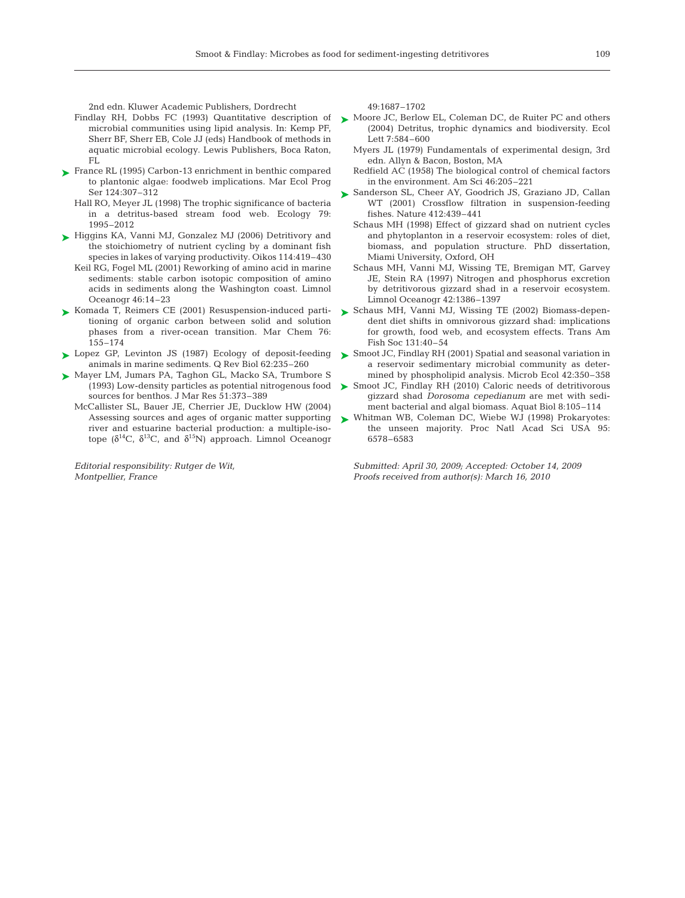2nd edn. Kluwer Academic Publishers, Dordrecht

Findlay RH, Dobbs FC (1993) Quantitative description of microbial communities using lipid analysis. In: Kemp PF, Sherr BF, Sherr EB, Cole JJ (eds) Handbook of methods in aquatic microbial ecology. Lewis Publishers, Boca Raton, FL

France RL (1995) Carbon-13 enrichment in benthic compared to plantonic algae: foodweb implications. Mar Ecol Prog Ser 124:307–312

Hall RO, Meyer JL (1998) The trophic significance of bacteria in a detritus-based stream food web. Ecology 79: 1995–2012

Higgins KA, Vanni MJ, Gonzalez MJ (2006) Detritivory and the stoichiometry of nutrient cycling by a dominant fish species in lakes of varying productivity. Oikos 114:419–430

Keil RG, Fogel ML (2001) Reworking of amino acid in marine sediments: stable carbon isotopic composition of amino acids in sediments along the Washington coast. Limnol Oceanogr 46:14–23

Komada T, Reimers CE (2001) Resuspension-induced partitioning of organic carbon between solid and solution phases from a river-ocean transition. Mar Chem 76: 155–174

Lopez GP, Levinton JS (1987) Ecology of deposit-feeding animals in marine sediments. Q Rev Biol 62:235–260

Mayer LM, Jumars PA, Taghon GL, Macko SA, Trumbore S (1993) Low-density particles as potential nitrogenous food sources for benthos. J Mar Res 51:373–389

McCallister SL, Bauer JE, Cherrier JE, Ducklow HW (2004) Assessing sources and ages of organic matter supporting river and estuarine bacterial production: a multiple-isotope ($\delta^{14}$C, $\delta^{13}$C, and $\delta^{15}$N) approach. Limnol Oceanogr 49:1687–1702

Moore JC, Berlow EL, Coleman DC, de Ruiter PC and others (2004) Detritus, trophic dynamics and biodiversity. Ecol Lett 7:584–600

Myers JL (1979) Fundamentals of experimental design, 3rd edn. Allyn & Bacon, Boston, MA

Redfield AC (1958) The biological control of chemical factors in the environment. Am Sci 46:205–221

Sanderson SL, Cheer AY, Goodrich JS, Graziano JD, Callan WT (2001) Crossflow filtration in suspension-feeding fishes. Nature 412:439–441

Schaus MH (1998) Effect of gizzard shad on nutrient cycles and phytoplanton in a reservoir ecosystem: roles of diet, biomass, and population structure. PhD dissertation, Miami University, Oxford, OH

Schaus MH, Vanni MJ, Wissing TE, Bremigan MT, Garvey JE, Stein RA (1997) Nitrogen and phosphorus excretion by detritivorous gizzard shad in a reservoir ecosystem. Limnol Oceanogr 42:1386–1397

Schaus MH, Vanni MJ, Wissing TE (2002) Biomass-dependent diet shifts in omnivorous gizzard shad: implications for growth, food web, and ecosystem effects. Trans Am Fish Soc 131:40–54

Smoot JC, Findlay RH (2001) Spatial and seasonal variation in a reservoir sedimentary microbial community as determined by phospholipid analysis. Microb Ecol 42:350–358

Smoot JC, Findlay RH (2010) Caloric needs of detritivorous gizzard shad *Dorosoma cepedianum* are met with sediment bacterial and algal biomass. Aquat Biol 8:105–114

Whitman WB, Coleman DC, Wiebe WJ (1998) Prokaryotes: the unseen majority. Proc Natl Acad Sci USA 95: 6578–6583

*Editorial responsibility: Rutger de Wit, Montpellier, France*

*Submitted: April 30, 2009; Accepted: October 14, 2009*
*Proofs received from author(s): March 16, 2010*